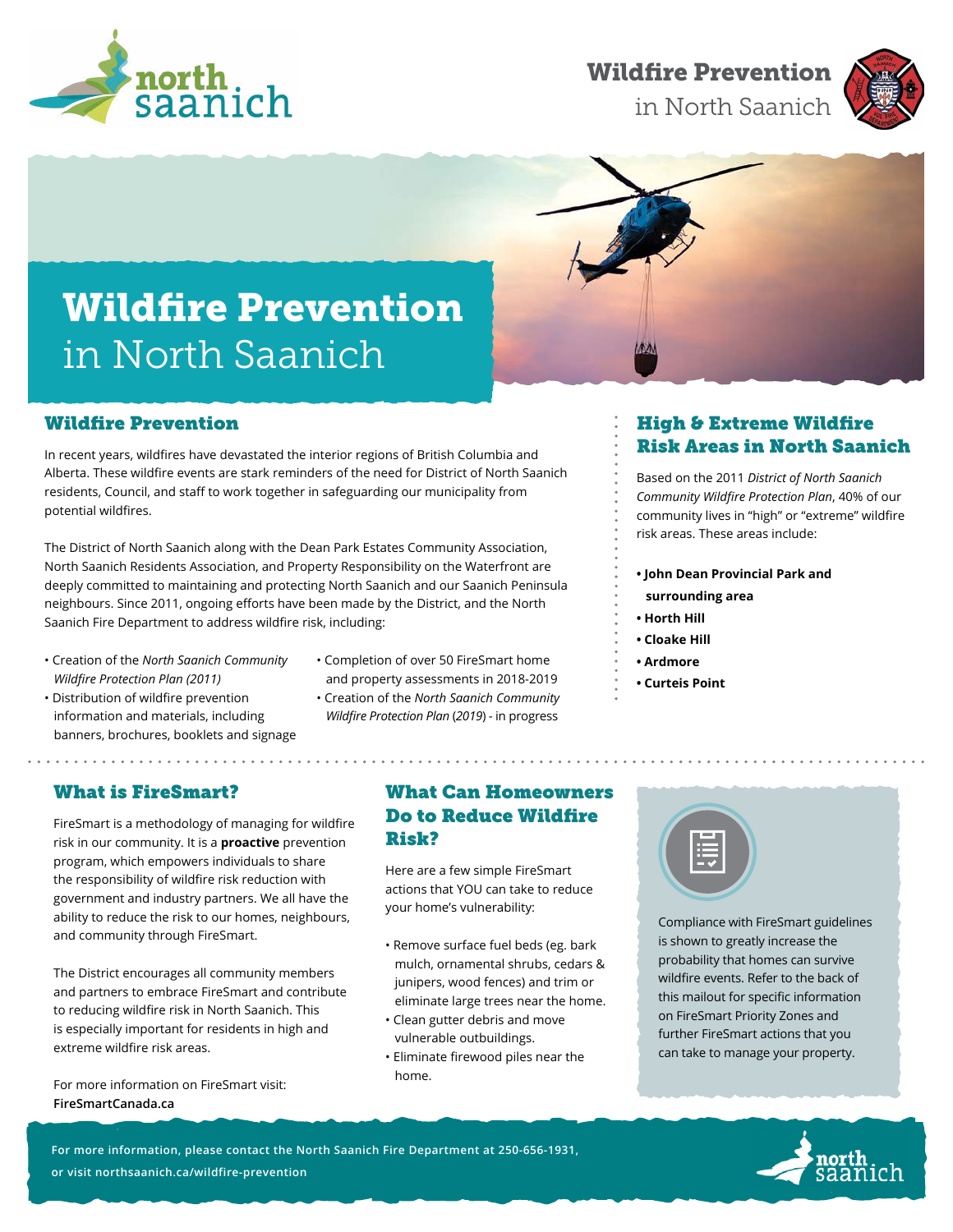# Wildfire Prevention in North Saanich

## Wildfire Prevention

In recent years, wildfires have devastated the interior regions of British Columbia and Alberta. These wildfire events are stark reminders of the need for District of North Saanich residents, Council, and staff to work together in safeguarding our municipality from potential wildfires.

The District of North Saanich along with the Dean Park Estates Community Association, North Saanich Residents Association, and Property Responsibility on the Waterfront are deeply committed to maintaining and protecting North Saanich and our Saanich Peninsula neighbours. Since 2011, ongoing efforts have been made by the District, and the North Saanich Fire Department to address wildfire risk, including:

- Creation of the *North Saanich Community Wildfire Protection Plan (2011)*
- Distribution of wildfire prevention information and materials, including banners, brochures, booklets and signage
- Completion of over 50 FireSmart home and property assessments in 2018-2019
- Creation of the *North Saanich Community Wildfire Protection Plan* (*2019*) - in progress

## High & Extreme Wildfire Risk Areas in North Saanich

Based on the 2011 *District of North Saanich Community Wildfire Protection Plan*, 40% of our community lives in "high" or "extreme" wildfire risk areas. These areas include:

- **John Dean Provincial Park and surrounding area**
- **Horth Hill**
- **Cloake Hill**
- **Ardmore**
- **Curteis Point**

## What is FireSmart?

FireSmart is a methodology of managing for wildfire risk in our community. It is a **proactive** prevention program, which empowers individuals to share the responsibility of wildfire risk reduction with government and industry partners. We all have the ability to reduce the risk to our homes, neighbours, and community through FireSmart.

The District encourages all community members and partners to embrace FireSmart and contribute to reducing wildfire risk in North Saanich. This is especially important for residents in high and extreme wildfire risk areas.

For more information on FireSmart visit: **FireSmartCanada.ca**

## What Can Homeowners Do to Reduce Wildfire Risk?

Here are a few simple FireSmart actions that YOU can take to reduce your home's vulnerability:

- Remove surface fuel beds (eg. bark mulch, ornamental shrubs, cedars & junipers, wood fences) and trim or eliminate large trees near the home.
- Clean gutter debris and move vulnerable outbuildings.
- Eliminate firewood piles near the home.

Compliance with FireSmart guidelines is shown to greatly increase the probability that homes can survive wildfire events. Refer to the back of this mailout for specific information on FireSmart Priority Zones and further FireSmart actions that you can take to manage your property.

**For more information, please contact the North Saanich Fire Department at 250-656-1931, or visit northsaanich.ca/wildfire-prevention**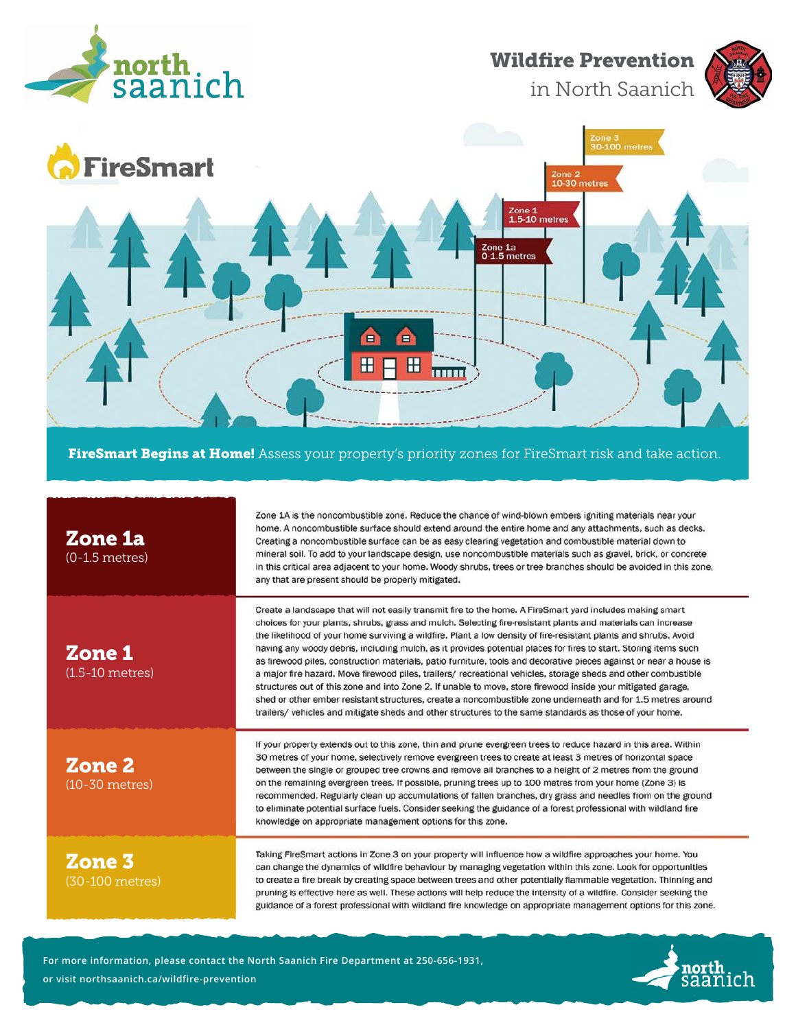# Wildfire Prevention in North Saanich

## FireSmart

Zone 3
30-100 metres

Zone 2
10-30 metres

Zone 1
1.5-10 metres

Zone 1a
0-1.5 metres

**FireSmart Begins at Home!** Assess your property's priority zones for FireSmart risk and take action.

## Zone 1a
(0-1.5 metres)

Zone 1A is the noncombustible zone. Reduce the chance of wind-blown embers igniting materials near your home. A noncombustible surface should extend around the entire home and any attachments, such as decks. Creating a noncombustible surface can be as easy clearing vegetation and combustible material down to mineral soil. To add to your landscape design, use noncombustible materials such as gravel, brick, or concrete in this critical area adjacent to your home. Woody shrubs, trees or tree branches should be avoided in this zone, any that are present should be properly mitigated.

## Zone 1
(1.5-10 metres)

Create a landscape that will not easily transmit fire to the home. A FireSmart yard includes making smart choices for your plants, shrubs, grass and mulch. Selecting fire-resistant plants and materials can increase the likelihood of your home surviving a wildfire. Plant a low density of fire-resistant plants and shrubs. Avoid having any woody debris, including mulch, as it provides potential places for fires to start. Storing items such as firewood piles, construction materials, patio furniture, tools and decorative pieces against or near a house is a major fire hazard. Move firewood piles, trailers/ recreational vehicles, storage sheds and other combustible structures out of this zone and into Zone 2. If unable to move, store firewood inside your mitigated garage, shed or other ember resistant structures, create a noncombustible zone underneath and for 1.5 metres around trailers/ vehicles and mitigate sheds and other structures to the same standards as those of your home.

## Zone 2
(10-30 metres)

If your property extends out to this zone, thin and prune evergreen trees to reduce hazard in this area. Within 30 metres of your home, selectively remove evergreen trees to create at least 3 metres of horizontal space between the single or grouped tree crowns and remove all branches to a height of 2 metres from the ground on the remaining evergreen trees. If possible, pruning trees up to 100 metres from your home (Zone 3) is recommended. Regularly clean up accumulations of fallen branches, dry grass and needles from on the ground to eliminate potential surface fuels. Consider seeking the guidance of a forest professional with wildland fire knowledge on appropriate management options for this zone.

## Zone 3
(30-100 metres)

Taking FireSmart actions in Zone 3 on your property will influence how a wildfire approaches your home. You can change the dynamics of wildfire behaviour by managing vegetation within this zone. Look for opportunities to create a fire break by creating space between trees and other potentially flammable vegetation. Thinning and pruning is effective here as well. These actions will help reduce the intensity of a wildfire. Consider seeking the guidance of a forest professional with wildland fire knowledge on appropriate management options for this zone.

For more information, please contact the North Saanich Fire Department at 250-656-1931, or visit northsaanich.ca/wildfire-prevention